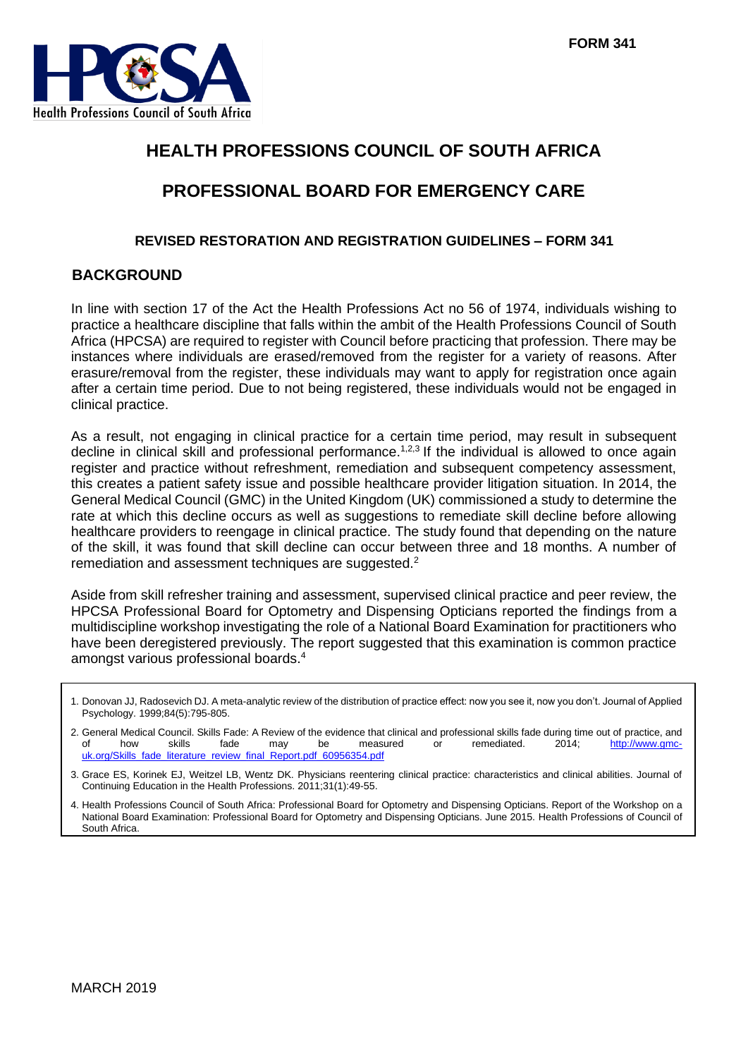FORM 341

# HEALTH PROFESSIONS COUNCIL OF SOUTH AFRICA

# PROFESSIONAL BOARD FOR EMERGENCY CARE

### REVISED RESTORATION AND REGISTRATION GUIDELINES – FORM 341

## BACKGROUND

In line with section 17 of the Act the Health Professions Act no 56 of 1974, individuals wishing to practice a healthcare discipline that falls within the ambit of the Health Professions Council of South Africa (HPCSA) are required to register with Council before practicing that profession. There may be instances where individuals are erased/removed from the register for a variety of reasons. After erasure/removal from the register, these individuals may want to apply for registration once again after a certain time period. Due to not being registered, these individuals would not be engaged in clinical practice.

As a result, not engaging in clinical practice for a certain time period, may result in subsequent decline in clinical skill and professional performance.[1,2,3] If the individual is allowed to once again register and practice without refreshment, remediation and subsequent competency assessment, this creates a patient safety issue and possible healthcare provider litigation situation. In 2014, the General Medical Council (GMC) in the United Kingdom (UK) commissioned a study to determine the rate at which this decline occurs as well as suggestions to remediate skill decline before allowing healthcare providers to reengage in clinical practice. The study found that depending on the nature of the skill, it was found that skill decline can occur between three and 18 months. A number of remediation and assessment techniques are suggested.[2]

Aside from skill refresher training and assessment, supervised clinical practice and peer review, the HPCSA Professional Board for Optometry and Dispensing Opticians reported the findings from a multidiscipline workshop investigating the role of a National Board Examination for practitioners who have been deregistered previously. The report suggested that this examination is common practice amongst various professional boards.[4]

1. Donovan JJ, Radosevich DJ. A meta-analytic review of the distribution of practice effect: now you see it, now you don't. Journal of Applied Psychology. 1999;84(5):795-805.
2. General Medical Council. Skills Fade: A Review of the evidence that clinical and professional skills fade during time out of practice, and of how skills fade may be measured or remediated. 2014; http://www.gmc-uk.org/Skills_fade_literature_review_final_Report.pdf_60956354.pdf
3. Grace ES, Korinek EJ, Weitzel LB, Wentz DK. Physicians reentering clinical practice: characteristics and clinical abilities. Journal of Continuing Education in the Health Professions. 2011;31(1):49-55.
4. Health Professions Council of South Africa: Professional Board for Optometry and Dispensing Opticians. Report of the Workshop on a National Board Examination: Professional Board for Optometry and Dispensing Opticians. June 2015. Health Professions of Council of South Africa.

MARCH 2019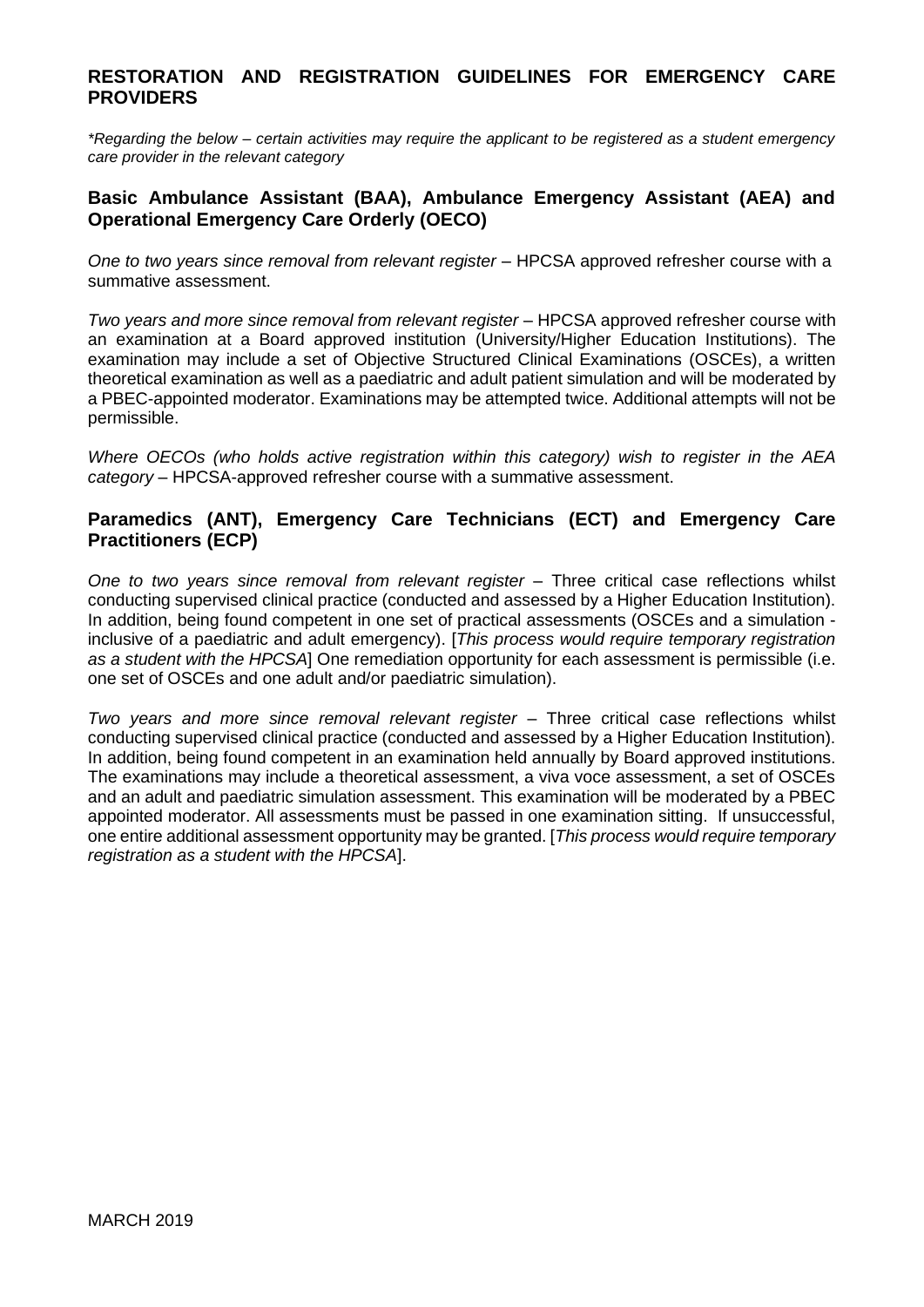## RESTORATION AND REGISTRATION GUIDELINES FOR EMERGENCY CARE PROVIDERS

*\*Regarding the below – certain activities may require the applicant to be registered as a student emergency care provider in the relevant category*

### Basic Ambulance Assistant (BAA), Ambulance Emergency Assistant (AEA) and Operational Emergency Care Orderly (OECO)

*One to two years since removal from relevant register* – HPCSA approved refresher course with a summative assessment.

*Two years and more since removal from relevant register* – HPCSA approved refresher course with an examination at a Board approved institution (University/Higher Education Institutions). The examination may include a set of Objective Structured Clinical Examinations (OSCEs), a written theoretical examination as well as a paediatric and adult patient simulation and will be moderated by a PBEC-appointed moderator. Examinations may be attempted twice. Additional attempts will not be permissible.

*Where OECOs (who holds active registration within this category) wish to register in the AEA category* – HPCSA-approved refresher course with a summative assessment.

### Paramedics (ANT), Emergency Care Technicians (ECT) and Emergency Care Practitioners (ECP)

*One to two years since removal from relevant register* – Three critical case reflections whilst conducting supervised clinical practice (conducted and assessed by a Higher Education Institution). In addition, being found competent in one set of practical assessments (OSCEs and a simulation - inclusive of a paediatric and adult emergency). [*This process would require temporary registration as a student with the HPCSA*] One remediation opportunity for each assessment is permissible (i.e. one set of OSCEs and one adult and/or paediatric simulation).

*Two years and more since removal relevant register* – Three critical case reflections whilst conducting supervised clinical practice (conducted and assessed by a Higher Education Institution). In addition, being found competent in an examination held annually by Board approved institutions. The examinations may include a theoretical assessment, a viva voce assessment, a set of OSCEs and an adult and paediatric simulation assessment. This examination will be moderated by a PBEC appointed moderator. All assessments must be passed in one examination sitting. If unsuccessful, one entire additional assessment opportunity may be granted. [*This process would require temporary registration as a student with the HPCSA*].

MARCH 2019